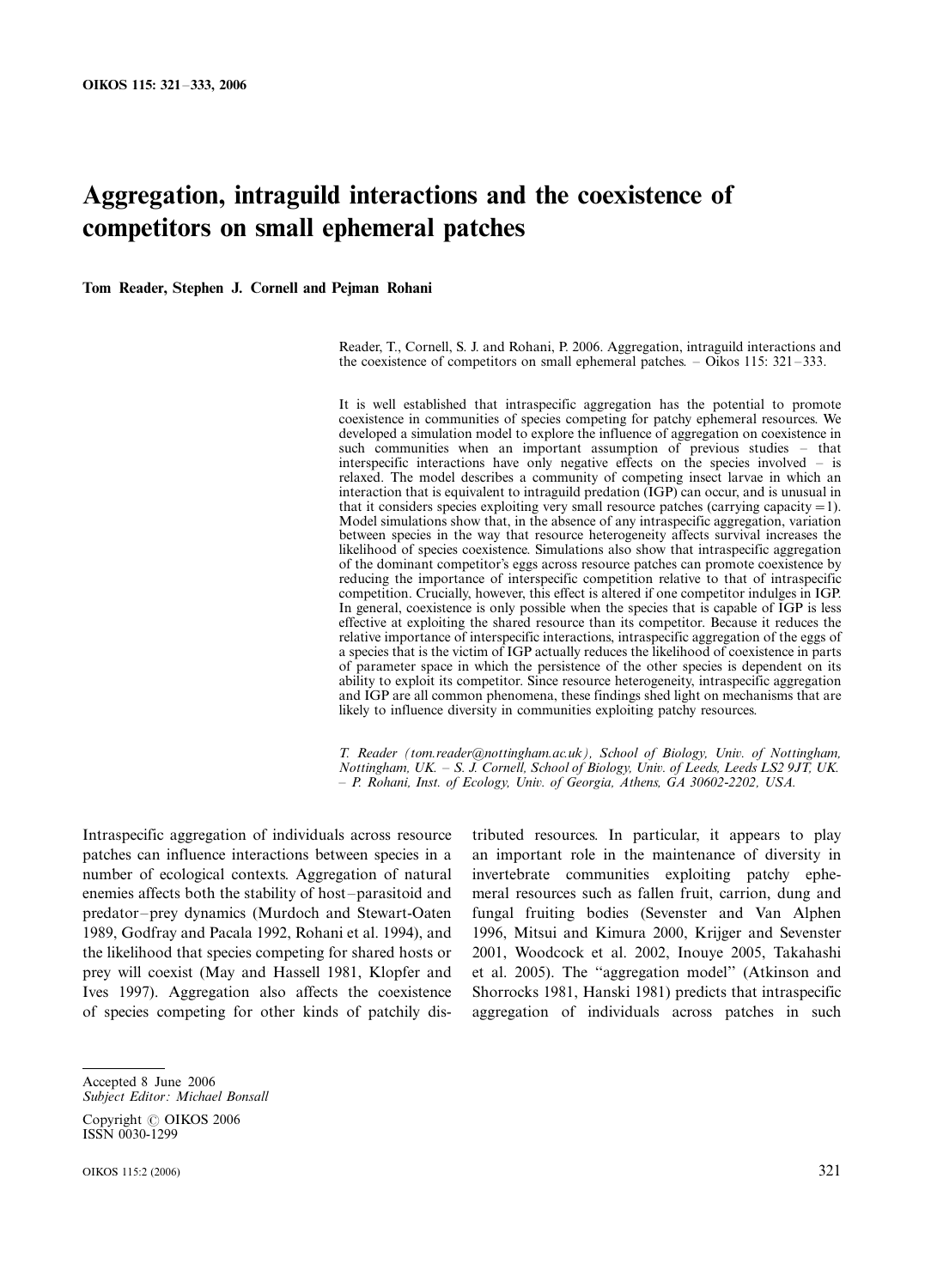# Aggregation, intraguild interactions and the coexistence of competitors on small ephemeral patches

**Tom Reader, Stephen J. Cornell and Pejman Rohani**

Reader, T., Cornell, S. J. and Rohani, P. 2006. Aggregation, intraguild interactions and the coexistence of competitors on small ephemeral patches. – Oikos 115: 321–333.

It is well established that intraspecific aggregation has the potential to promote coexistence in communities of species competing for patchy ephemeral resources. We developed a simulation model to explore the influence of aggregation on coexistence in such communities when an important assumption of previous studies – that interspecific interactions have only negative effects on the species involved – is relaxed. The model describes a community of competing insect larvae in which an interaction that is equivalent to intraguild predation (IGP) can occur, and is unusual in that it considers species exploiting very small resource patches (carrying capacity = 1). Model simulations show that, in the absence of any intraspecific aggregation, variation between species in the way that resource heterogeneity affects survival increases the likelihood of species coexistence. Simulations also show that intraspecific aggregation of the dominant competitor's eggs across resource patches can promote coexistence by reducing the importance of interspecific competition relative to that of intraspecific competition. Crucially, however, this effect is altered if one competitor indulges in IGP. In general, coexistence is only possible when the species that is capable of IGP is less effective at exploiting the shared resource than its competitor. Because it reduces the relative importance of interspecific interactions, intraspecific aggregation of the eggs of a species that is the victim of IGP actually reduces the likelihood of coexistence in parts of parameter space in which the persistence of the other species is dependent on its ability to exploit its competitor. Since resource heterogeneity, intraspecific aggregation and IGP are all common phenomena, these findings shed light on mechanisms that are likely to influence diversity in communities exploiting patchy resources.

*T. Reader (tom.reader@nottingham.ac.uk), School of Biology, Univ. of Nottingham, Nottingham, UK. – S. J. Cornell, School of Biology, Univ. of Leeds, Leeds LS2 9JT, UK. – P. Rohani, Inst. of Ecology, Univ. of Georgia, Athens, GA 30602-2202, USA.*

Intraspecific aggregation of individuals across resource patches can influence interactions between species in a number of ecological contexts. Aggregation of natural enemies affects both the stability of host–parasitoid and predator–prey dynamics (Murdoch and Stewart-Oaten 1989, Godfray and Pacala 1992, Rohani et al. 1994), and the likelihood that species competing for shared hosts or prey will coexist (May and Hassell 1981, Klopfer and Ives 1997). Aggregation also affects the coexistence of species competing for other kinds of patchily distributed resources. In particular, it appears to play an important role in the maintenance of diversity in invertebrate communities exploiting patchy ephemeral resources such as fallen fruit, carrion, dung and fungal fruiting bodies (Sevenster and Van Alphen 1996, Mitsui and Kimura 2000, Krijger and Sevenster 2001, Woodcock et al. 2002, Inouye 2005, Takahashi et al. 2005). The "aggregation model" (Atkinson and Shorrocks 1981, Hanski 1981) predicts that intraspecific aggregation of individuals across patches in such

Accepted 8 June 2006
*Subject Editor: Michael Bonsall*

Copyright © OIKOS 2006
ISSN 0030-1299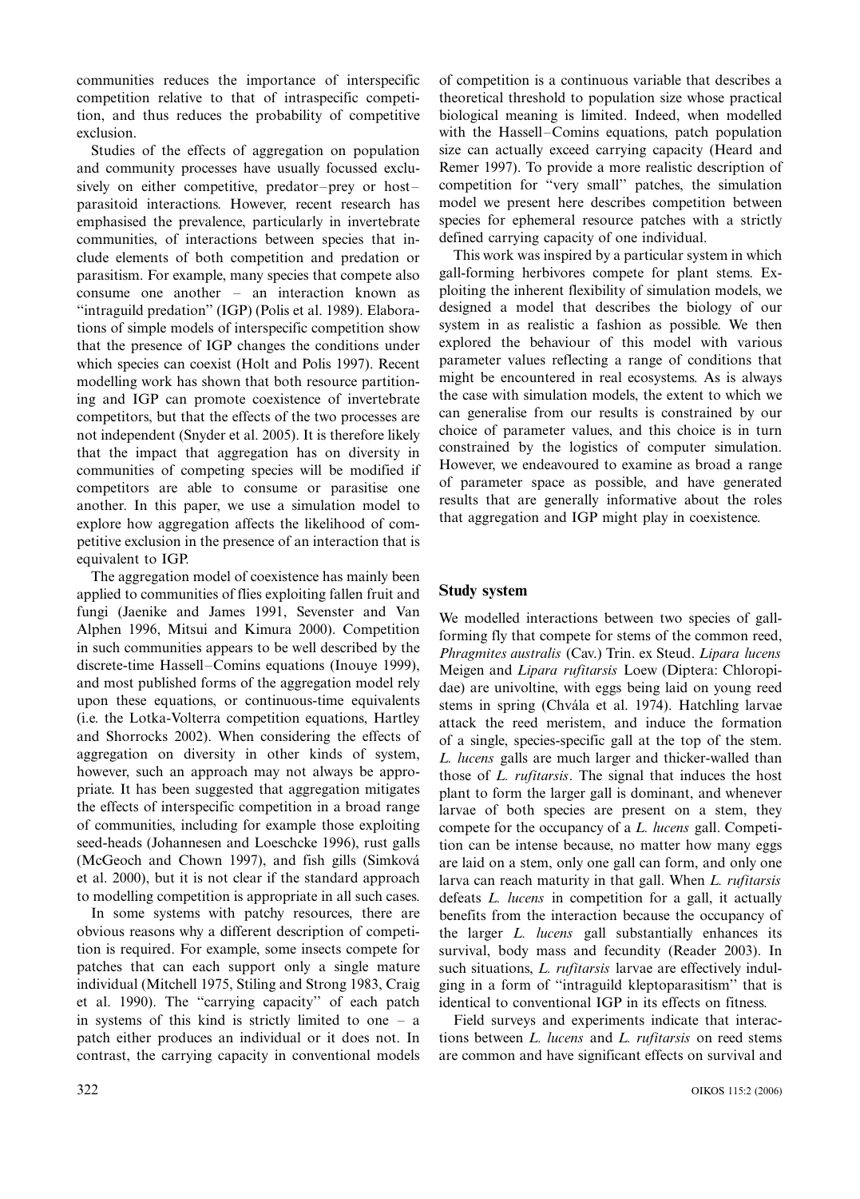communities reduces the importance of interspecific competition relative to that of intraspecific competition, and thus reduces the probability of competitive exclusion.

Studies of the effects of aggregation on population and community processes have usually focussed exclusively on either competitive, predator–prey or host–parasitoid interactions. However, recent research has emphasised the prevalence, particularly in invertebrate communities, of interactions between species that include elements of both competition and predation or parasitism. For example, many species that compete also consume one another – an interaction known as "intraguild predation" (IGP) (Polis et al. 1989). Elaborations of simple models of interspecific competition show that the presence of IGP changes the conditions under which species can coexist (Holt and Polis 1997). Recent modelling work has shown that both resource partitioning and IGP can promote coexistence of invertebrate competitors, but that the effects of the two processes are not independent (Snyder et al. 2005). It is therefore likely that the impact that aggregation has on diversity in communities of competing species will be modified if competitors are able to consume or parasitise one another. In this paper, we use a simulation model to explore how aggregation affects the likelihood of competitive exclusion in the presence of an interaction that is equivalent to IGP.

The aggregation model of coexistence has mainly been applied to communities of flies exploiting fallen fruit and fungi (Jaenike and James 1991, Sevenster and Van Alphen 1996, Mitsui and Kimura 2000). Competition in such communities appears to be well described by the discrete-time Hassell–Comins equations (Inouye 1999), and most published forms of the aggregation model rely upon these equations, or continuous-time equivalents (i.e. the Lotka-Volterra competition equations, Hartley and Shorrocks 2002). When considering the effects of aggregation on diversity in other kinds of system, however, such an approach may not always be appropriate. It has been suggested that aggregation mitigates the effects of interspecific competition in a broad range of communities, including for example those exploiting seed-heads (Johannesen and Loeschcke 1996), rust galls (McGeoch and Chown 1997), and fish gills (Simková et al. 2000), but it is not clear if the standard approach to modelling competition is appropriate in all such cases.

In some systems with patchy resources, there are obvious reasons why a different description of competition is required. For example, some insects compete for patches that can each support only a single mature individual (Mitchell 1975, Stiling and Strong 1983, Craig et al. 1990). The "carrying capacity" of each patch in systems of this kind is strictly limited to one – a patch either produces an individual or it does not. In contrast, the carrying capacity in conventional models of competition is a continuous variable that describes a theoretical threshold to population size whose practical biological meaning is limited. Indeed, when modelled with the Hassell–Comins equations, patch population size can actually exceed carrying capacity (Heard and Remer 1997). To provide a more realistic description of competition for "very small" patches, the simulation model we present here describes competition between species for ephemeral resource patches with a strictly defined carrying capacity of one individual.

This work was inspired by a particular system in which gall-forming herbivores compete for plant stems. Exploiting the inherent flexibility of simulation models, we designed a model that describes the biology of our system in as realistic a fashion as possible. We then explored the behaviour of this model with various parameter values reflecting a range of conditions that might be encountered in real ecosystems. As is always the case with simulation models, the extent to which we can generalise from our results is constrained by our choice of parameter values, and this choice is in turn constrained by the logistics of computer simulation. However, we endeavoured to examine as broad a range of parameter space as possible, and have generated results that are generally informative about the roles that aggregation and IGP might play in coexistence.

## Study system

We modelled interactions between two species of gall-forming fly that compete for stems of the common reed, *Phragmites australis* (Cav.) Trin. ex Steud. *Lipara lucens* Meigen and *Lipara rufitarsis* Loew (Diptera: Chloropidae) are univoltine, with eggs being laid on young reed stems in spring (Chvála et al. 1974). Hatchling larvae attack the reed meristem, and induce the formation of a single, species-specific gall at the top of the stem. *L. lucens* galls are much larger and thicker-walled than those of *L. rufitarsis*. The signal that induces the host plant to form the larger gall is dominant, and whenever larvae of both species are present on a stem, they compete for the occupancy of a *L. lucens* gall. Competition can be intense because, no matter how many eggs are laid on a stem, only one gall can form, and only one larva can reach maturity in that gall. When *L. rufitarsis* defeats *L. lucens* in competition for a gall, it actually benefits from the interaction because the occupancy of the larger *L. lucens* gall substantially enhances its survival, body mass and fecundity (Reader 2003). In such situations, *L. rufitarsis* larvae are effectively indulging in a form of "intraguild kleptoparasitism" that is identical to conventional IGP in its effects on fitness.

Field surveys and experiments indicate that interactions between *L. lucens* and *L. rufitarsis* on reed stems are common and have significant effects on survival and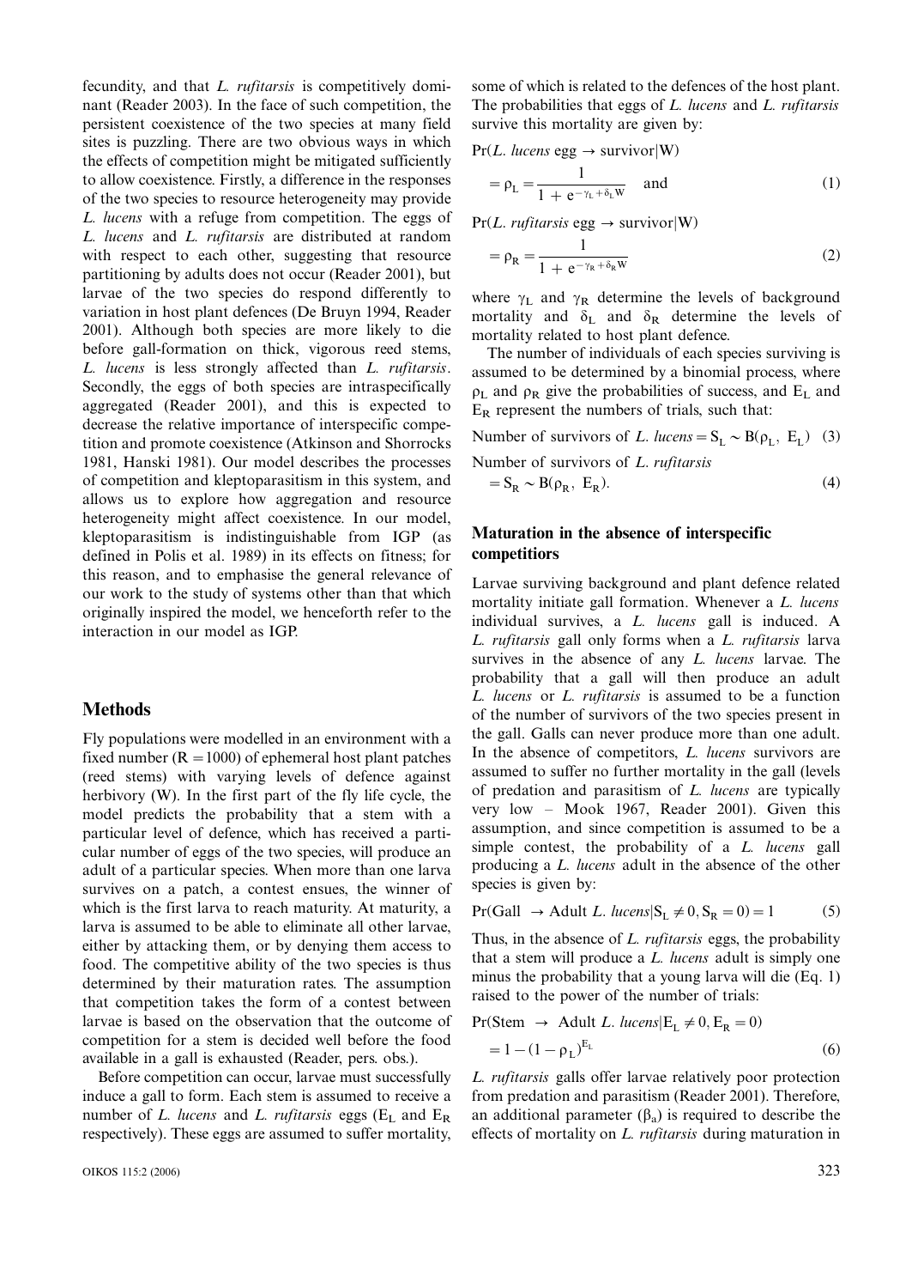fecundity, and that *L. rufitarsis* is competitively dominant (Reader 2003). In the face of such competition, the persistent coexistence of the two species at many field sites is puzzling. There are two obvious ways in which the effects of competition might be mitigated sufficiently to allow coexistence. Firstly, a difference in the responses of the two species to resource heterogeneity may provide *L. lucens* with a refuge from competition. The eggs of *L. lucens* and *L. rufitarsis* are distributed at random with respect to each other, suggesting that resource partitioning by adults does not occur (Reader 2001), but larvae of the two species do respond differently to variation in host plant defences (De Bruyn 1994, Reader 2001). Although both species are more likely to die before gall-formation on thick, vigorous reed stems, *L. lucens* is less strongly affected than *L. rufitarsis*. Secondly, the eggs of both species are intraspecifically aggregated (Reader 2001), and this is expected to decrease the relative importance of interspecific competition and promote coexistence (Atkinson and Shorrocks 1981, Hanski 1981). Our model describes the processes of competition and kleptoparasitism in this system, and allows us to explore how aggregation and resource heterogeneity might affect coexistence. In our model, kleptoparasitism is indistinguishable from IGP (as defined in Polis et al. 1989) in its effects on fitness; for this reason, and to emphasise the general relevance of our work to the study of systems other than that which originally inspired the model, we henceforth refer to the interaction in our model as IGP.

## Methods

Fly populations were modelled in an environment with a fixed number ($R = 1000$) of ephemeral host plant patches (reed stems) with varying levels of defence against herbivory (W). In the first part of the fly life cycle, the model predicts the probability that a stem with a particular level of defence, which has received a particular number of eggs of the two species, will produce an adult of a particular species. When more than one larva survives on a patch, a contest ensues, the winner of which is the first larva to reach maturity. At maturity, a larva is assumed to be able to eliminate all other larvae, either by attacking them, or by denying them access to food. The competitive ability of the two species is thus determined by their maturation rates. The assumption that competition takes the form of a contest between larvae is based on the observation that the outcome of competition for a stem is decided well before the food available in a gall is exhausted (Reader, pers. obs.).

Before competition can occur, larvae must successfully induce a gall to form. Each stem is assumed to receive a number of *L. lucens* and *L. rufitarsis* eggs ($E_L$ and $E_R$ respectively). These eggs are assumed to suffer mortality, some of which is related to the defences of the host plant. The probabilities that eggs of *L. lucens* and *L. rufitarsis* survive this mortality are given by:

$$\Pr(L.\ lucens \text{ egg} \rightarrow \text{survivor}|W) = \rho_L = \frac{1}{1 + e^{-\gamma_L + \delta_L W}} \quad \text{and} \tag{1}$$

$$\Pr(L.\ rufitarsis \text{ egg} \rightarrow \text{survivor}|W) = \rho_R = \frac{1}{1 + e^{-\gamma_R + \delta_R W}} \tag{2}$$

where $\gamma_L$ and $\gamma_R$ determine the levels of background mortality and $\delta_L$ and $\delta_R$ determine the levels of mortality related to host plant defence.

The number of individuals of each species surviving is assumed to be determined by a binomial process, where $\rho_L$ and $\rho_R$ give the probabilities of success, and $E_L$ and $E_R$ represent the numbers of trials, such that:

$$\text{Number of survivors of } L.\ lucens = S_L \sim B(\rho_L,\ E_L) \tag{3}$$

$$\text{Number of survivors of } L.\ rufitarsis = S_R \sim B(\rho_R,\ E_R). \tag{4}$$

### Maturation in the absence of interspecific competitors

Larvae surviving background and plant defence related mortality initiate gall formation. Whenever a *L. lucens* individual survives, a *L. lucens* gall is induced. A *L. rufitarsis* gall only forms when a *L. rufitarsis* larva survives in the absence of any *L. lucens* larvae. The probability that a gall will then produce an adult *L. lucens* or *L. rufitarsis* is assumed to be a function of the number of survivors of the two species present in the gall. Galls can never produce more than one adult. In the absence of competitors, *L. lucens* survivors are assumed to suffer no further mortality in the gall (levels of predation and parasitism of *L. lucens* are typically very low – Mook 1967, Reader 2001). Given this assumption, and since competition is assumed to be a simple contest, the probability of a *L. lucens* gall producing a *L. lucens* adult in the absence of the other species is given by:

$$\Pr(\text{Gall} \rightarrow \text{Adult } L.\ lucens|S_L \neq 0, S_R = 0) = 1 \tag{5}$$

Thus, in the absence of *L. rufitarsis* eggs, the probability that a stem will produce a *L. lucens* adult is simply one minus the probability that a young larva will die (Eq. 1) raised to the power of the number of trials:

$$\Pr(\text{Stem} \rightarrow \text{Adult } L.\ lucens|E_L \neq 0, E_R = 0) = 1 - (1 - \rho_L)^{E_L} \tag{6}$$

*L. rufitarsis* galls offer larvae relatively poor protection from predation and parasitism (Reader 2001). Therefore, an additional parameter ($\beta_a$) is required to describe the effects of mortality on *L. rufitarsis* during maturation in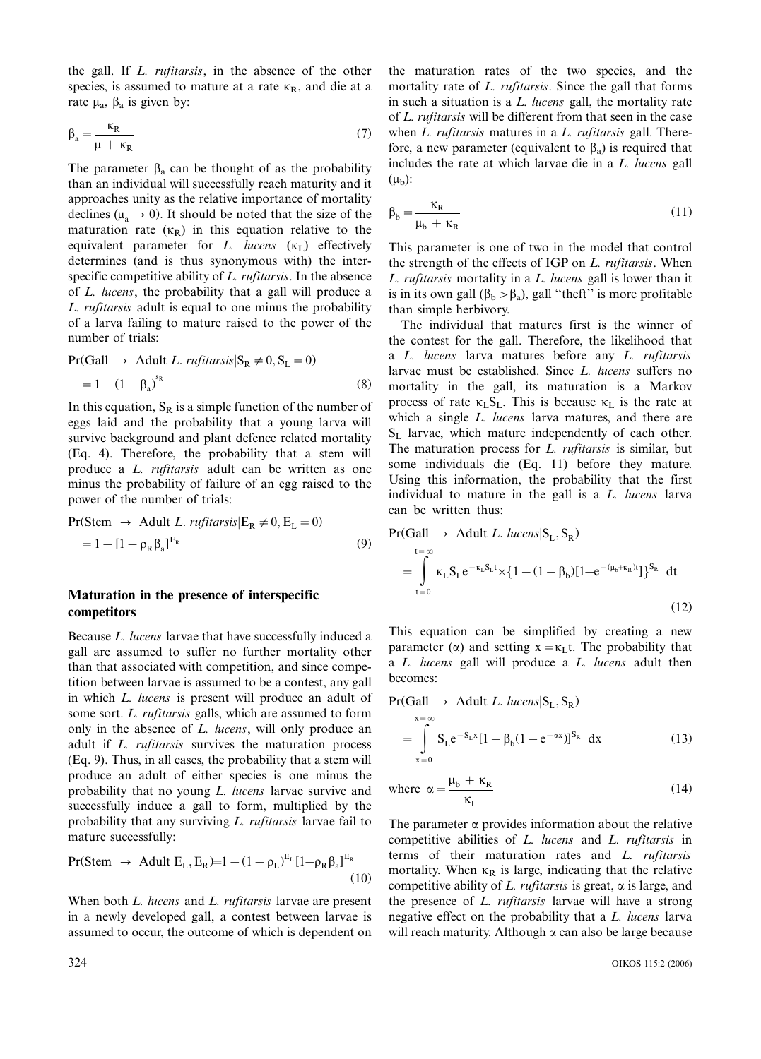the gall. If *L. rufitarsis*, in the absence of the other species, is assumed to mature at a rate $\kappa_R$, and die at a rate $\mu_a$, $\beta_a$ is given by:

$$\beta_a = \frac{\kappa_R}{\mu + \kappa_R} \tag{7}$$

The parameter $\beta_a$ can be thought of as the probability than an individual will successfully reach maturity and it approaches unity as the relative importance of mortality declines ($\mu_a \to 0$). It should be noted that the size of the maturation rate ($\kappa_R$) in this equation relative to the equivalent parameter for *L. lucens* ($\kappa_L$) effectively determines (and is thus synonymous with) the interspecific competitive ability of *L. rufitarsis*. In the absence of *L. lucens*, the probability that a gall will produce a *L. rufitarsis* adult is equal to one minus the probability of a larva failing to mature raised to the power of the number of trials:

$$\Pr(\text{Gall} \rightarrow \text{Adult } L. \textit{ rufitarsis} | S_R \neq 0, S_L = 0) = 1 - (1 - \beta_a)^{S_R} \tag{8}$$

In this equation, $S_R$ is a simple function of the number of eggs laid and the probability that a young larva will survive background and plant defence related mortality (Eq. 4). Therefore, the probability that a stem will produce a *L. rufitarsis* adult can be written as one minus the probability of failure of an egg raised to the power of the number of trials:

$$\Pr(\text{Stem} \rightarrow \text{Adult } L. \textit{ rufitarsis} | E_R \neq 0, E_L = 0) = 1 - [1 - \rho_R \beta_a]^{E_R} \tag{9}$$

## Maturation in the presence of interspecific competitors

Because *L. lucens* larvae that have successfully induced a gall are assumed to suffer no further mortality other than that associated with competition, and since competition between larvae is assumed to be a contest, any gall in which *L. lucens* is present will produce an adult of some sort. *L. rufitarsis* galls, which are assumed to form only in the absence of *L. lucens*, will only produce an adult if *L. rufitarsis* survives the maturation process (Eq. 9). Thus, in all cases, the probability that a stem will produce an adult of either species is one minus the probability that no young *L. lucens* larvae survive and successfully induce a gall to form, multiplied by the probability that any surviving *L. rufitarsis* larvae fail to mature successfully:

$$\Pr(\text{Stem} \rightarrow \text{Adult} | E_L, E_R) = 1 - (1 - \rho_L)^{E_L} [1 - \rho_R \beta_a]^{E_R} \tag{10}$$

When both *L. lucens* and *L. rufitarsis* larvae are present in a newly developed gall, a contest between larvae is assumed to occur, the outcome of which is dependent on the maturation rates of the two species, and the mortality rate of *L. rufitarsis*. Since the gall that forms in such a situation is a *L. lucens* gall, the mortality rate of *L. rufitarsis* will be different from that seen in the case when *L. rufitarsis* matures in a *L. rufitarsis* gall. Therefore, a new parameter (equivalent to $\beta_a$) is required that includes the rate at which larvae die in a *L. lucens* gall ($\mu_b$):

$$\beta_b = \frac{\kappa_R}{\mu_b + \kappa_R} \tag{11}$$

This parameter is one of two in the model that control the strength of the effects of IGP on *L. rufitarsis*. When *L. rufitarsis* mortality in a *L. lucens* gall is lower than it is in its own gall ($\beta_b > \beta_a$), gall "theft" is more profitable than simple herbivory.

The individual that matures first is the winner of the contest for the gall. Therefore, the likelihood that a *L. lucens* larva matures before any *L. rufitarsis* larvae must be established. Since *L. lucens* suffers no mortality in the gall, its maturation is a Markov process of rate $\kappa_L S_L$. This is because $\kappa_L$ is the rate at which a single *L. lucens* larva matures, and there are $S_L$ larvae, which mature independently of each other. The maturation process for *L. rufitarsis* is similar, but some individuals die (Eq. 11) before they mature. Using this information, the probability that the first individual to mature in the gall is a *L. lucens* larva can be written thus:

$$\Pr(\text{Gall} \rightarrow \text{Adult } L. \textit{ lucens} | S_L, S_R) = \int_{t=0}^{t=\infty} \kappa_L S_L e^{-\kappa_L S_L t} \times \{1 - (1 - \beta_b)[1 - e^{-(\mu_b + \kappa_R)t}]\}^{S_R} \, dt \tag{12}$$

This equation can be simplified by creating a new parameter ($\alpha$) and setting $x = \kappa_L t$. The probability that a *L. lucens* gall will produce a *L. lucens* adult then becomes:

$$\Pr(\text{Gall} \rightarrow \text{Adult } L. \textit{ lucens} | S_L, S_R) = \int_{x=0}^{x=\infty} S_L e^{-S_L x} [1 - \beta_b (1 - e^{-\alpha x})]^{S_R} \, dx \tag{13}$$

$$\text{where } \alpha = \frac{\mu_b + \kappa_R}{\kappa_L} \tag{14}$$

The parameter $\alpha$ provides information about the relative competitive abilities of *L. lucens* and *L. rufitarsis* in terms of their maturation rates and *L. rufitarsis* mortality. When $\kappa_R$ is large, indicating that the relative competitive ability of *L. rufitarsis* is great, $\alpha$ is large, and the presence of *L. rufitarsis* larvae will have a strong negative effect on the probability that a *L. lucens* larva will reach maturity. Although $\alpha$ can also be large because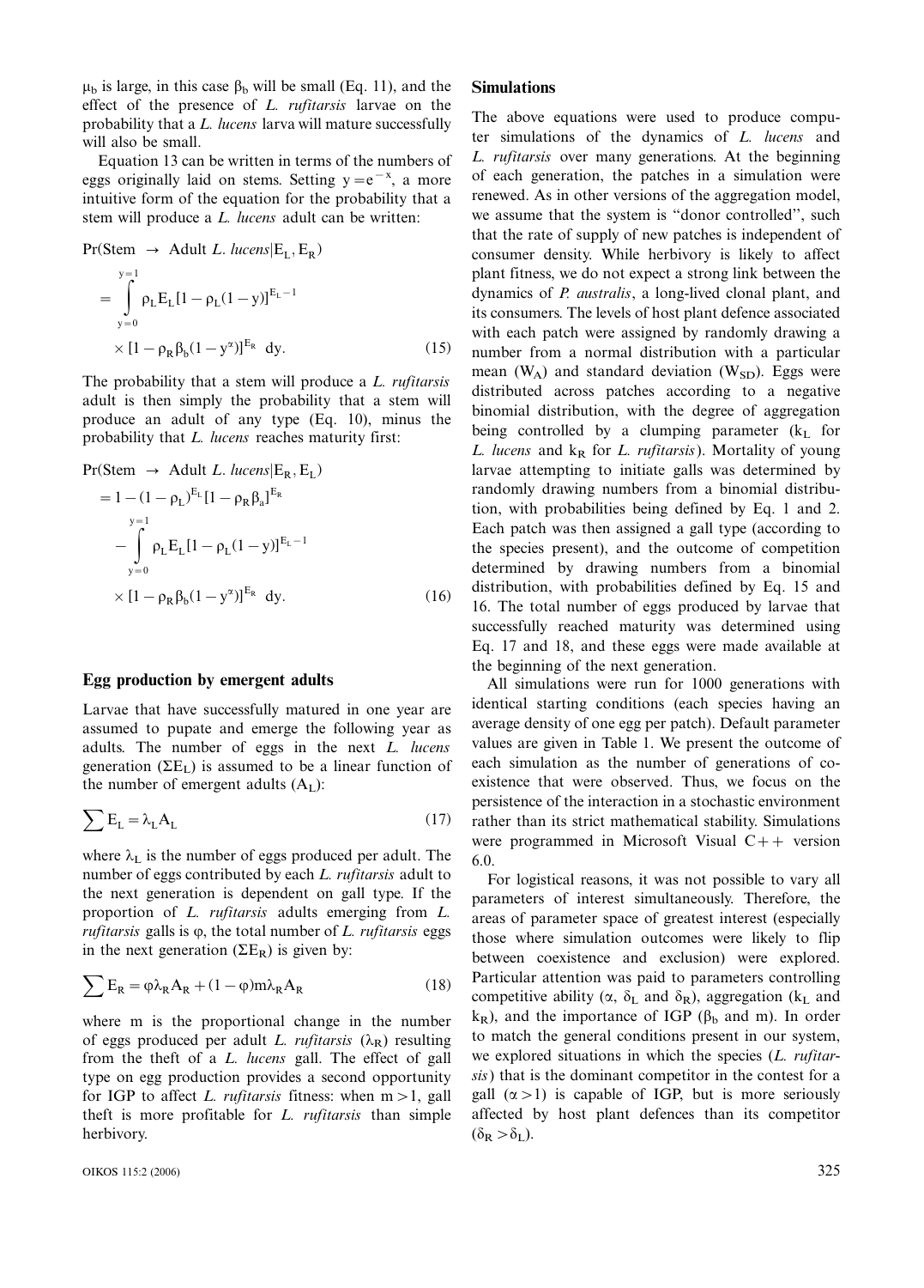$\mu_b$ is large, in this case $\beta_b$ will be small (Eq. 11), and the effect of the presence of *L. rufitarsis* larvae on the probability that a *L. lucens* larva will mature successfully will also be small.

Equation 13 can be written in terms of the numbers of eggs originally laid on stems. Setting $y = e^{-x}$, a more intuitive form of the equation for the probability that a stem will produce a *L. lucens* adult can be written:

$$\Pr(\text{Stem} \rightarrow \text{Adult } L.\ lucens | E_L, E_R) = \int_{y=0}^{y=1} \rho_L E_L [1 - \rho_L(1-y)]^{E_L - 1} \times [1 - \rho_R \beta_b (1 - y^{\alpha})]^{E_R}\ dy. \tag{15}$$

The probability that a stem will produce a *L. rufitarsis* adult is then simply the probability that a stem will produce an adult of any type (Eq. 10), minus the probability that *L. lucens* reaches maturity first:

$$\begin{aligned}\Pr(\text{Stem} \rightarrow \text{Adult } L.\ lucens | E_R, E_L) &= 1 - (1-\rho_L)^{E_L} [1 - \rho_R \beta_a]^{E_R} \\ &\quad - \int_{y=0}^{y=1} \rho_L E_L [1 - \rho_L(1-y)]^{E_L - 1} \\ &\quad \times [1 - \rho_R \beta_b (1 - y^{\alpha})]^{E_R}\ dy.\end{aligned} \tag{16}$$

## Egg production by emergent adults

Larvae that have successfully matured in one year are assumed to pupate and emerge the following year as adults. The number of eggs in the next *L. lucens* generation ($\Sigma E_L$) is assumed to be a linear function of the number of emergent adults ($A_L$):

$$\sum E_L = \lambda_L A_L \tag{17}$$

where $\lambda_L$ is the number of eggs produced per adult. The number of eggs contributed by each *L. rufitarsis* adult to the next generation is dependent on gall type. If the proportion of *L. rufitarsis* adults emerging from *L. rufitarsis* galls is $\varphi$, the total number of *L. rufitarsis* eggs in the next generation ($\Sigma E_R$) is given by:

$$\sum E_R = \varphi \lambda_R A_R + (1-\varphi) m \lambda_R A_R \tag{18}$$

where m is the proportional change in the number of eggs produced per adult *L. rufitarsis* ($\lambda_R$) resulting from the theft of a *L. lucens* gall. The effect of gall type on egg production provides a second opportunity for IGP to affect *L. rufitarsis* fitness: when $m > 1$, gall theft is more profitable for *L. rufitarsis* than simple herbivory.

## Simulations

The above equations were used to produce computer simulations of the dynamics of *L. lucens* and *L. rufitarsis* over many generations. At the beginning of each generation, the patches in a simulation were renewed. As in other versions of the aggregation model, we assume that the system is "donor controlled", such that the rate of supply of new patches is independent of consumer density. While herbivory is likely to affect plant fitness, we do not expect a strong link between the dynamics of *P. australis*, a long-lived clonal plant, and its consumers. The levels of host plant defence associated with each patch were assigned by randomly drawing a number from a normal distribution with a particular mean ($W_A$) and standard deviation ($W_{SD}$). Eggs were distributed across patches according to a negative binomial distribution, with the degree of aggregation being controlled by a clumping parameter ($k_L$ for *L. lucens* and $k_R$ for *L. rufitarsis*). Mortality of young larvae attempting to initiate galls was determined by randomly drawing numbers from a binomial distribution, with probabilities being defined by Eq. 1 and 2. Each patch was then assigned a gall type (according to the species present), and the outcome of competition determined by drawing numbers from a binomial distribution, with probabilities defined by Eq. 15 and 16. The total number of eggs produced by larvae that successfully reached maturity was determined using Eq. 17 and 18, and these eggs were made available at the beginning of the next generation.

All simulations were run for 1000 generations with identical starting conditions (each species having an average density of one egg per patch). Default parameter values are given in Table 1. We present the outcome of each simulation as the number of generations of coexistence that were observed. Thus, we focus on the persistence of the interaction in a stochastic environment rather than its strict mathematical stability. Simulations were programmed in Microsoft Visual C++ version 6.0.

For logistical reasons, it was not possible to vary all parameters of interest simultaneously. Therefore, the areas of parameter space of greatest interest (especially those where simulation outcomes were likely to flip between coexistence and exclusion) were explored. Particular attention was paid to parameters controlling competitive ability ($\alpha$, $\delta_L$ and $\delta_R$), aggregation ($k_L$ and $k_R$), and the importance of IGP ($\beta_b$ and m). In order to match the general conditions present in our system, we explored situations in which the species (*L. rufitarsis*) that is the dominant competitor in the contest for a gall ($\alpha > 1$) is capable of IGP, but is more seriously affected by host plant defences than its competitor ($\delta_R > \delta_L$).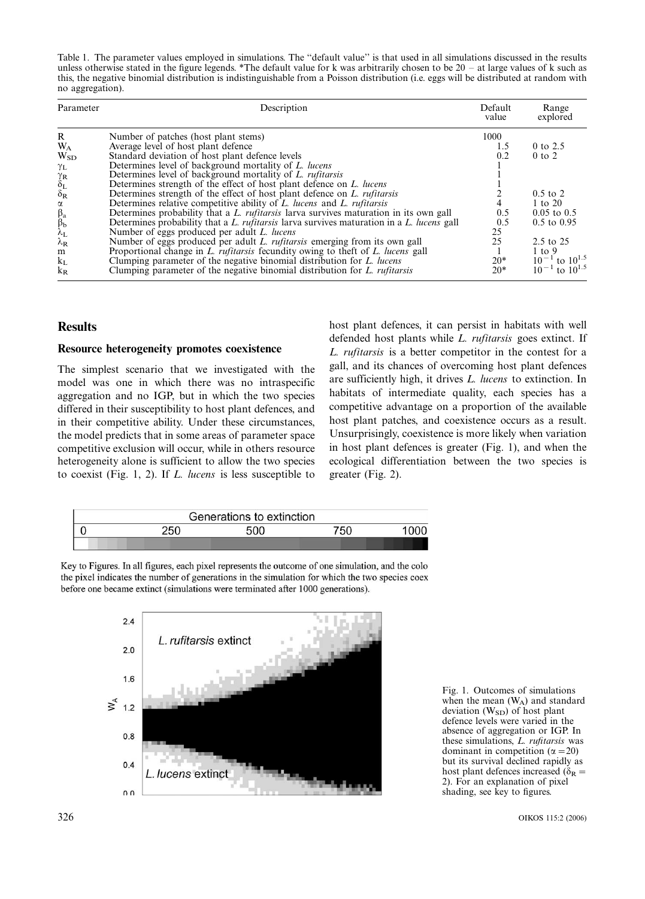Table 1. The parameter values employed in simulations. The "default value" is that used in all simulations discussed in the results unless otherwise stated in the figure legends. *The default value for k was arbitrarily chosen to be 20 – at large values of k such as this, the negative binomial distribution is indistinguishable from a Poisson distribution (i.e. eggs will be distributed at random with no aggregation).

| Parameter | Description | Default value | Range explored |
|---|---|---|---|
| R | Number of patches (host plant stems) | 1000 | |
| $W_A$ | Average level of host plant defence | 1.5 | 0 to 2.5 |
| $W_{SD}$ | Standard deviation of host plant defence levels | 0.2 | 0 to 2 |
| $\gamma_L$ | Determines level of background mortality of *L. lucens* | 1 | |
| $\gamma_R$ | Determines level of background mortality of *L. rufitarsis* | 1 | |
| $\delta_L$ | Determines strength of the effect of host plant defence on *L. lucens* | 1 | |
| $\delta_R$ | Determines strength of the effect of host plant defence on *L. rufitarsis* | 2 | 0.5 to 2 |
| $\alpha$ | Determines relative competitive ability of *L. lucens* and *L. rufitarsis* | 4 | 1 to 20 |
| $\beta_a$ | Determines probability that a *L. rufitarsis* larva survives maturation in its own gall | 0.5 | 0.05 to 0.5 |
| $\beta_b$ | Determines probability that a *L. rufitarsis* larva survives maturation in a *L. lucens* gall | 0.5 | 0.5 to 0.95 |
| $\lambda_L$ | Number of eggs produced per adult *L. lucens* | 25 | |
| $\lambda_R$ | Number of eggs produced per adult *L. rufitarsis* emerging from its own gall | 25 | 2.5 to 25 |
| m | Proportional change in *L. rufitarsis* fecundity owing to theft of *L. lucens* gall | 1 | 1 to 9 |
| $k_L$ | Clumping parameter of the negative binomial distribution for *L. lucens* | 20* | $10^{-1}$ to $10^{1.5}$ |
| $k_R$ | Clumping parameter of the negative binomial distribution for *L. rufitarsis* | 20* | $10^{-1}$ to $10^{1.5}$ |

## Results

### Resource heterogeneity promotes coexistence

The simplest scenario that we investigated with the model was one in which there was no intraspecific aggregation and no IGP, but in which the two species differed in their susceptibility to host plant defences, and in their competitive ability. Under these circumstances, the model predicts that in some areas of parameter space competitive exclusion will occur, while in others resource heterogeneity alone is sufficient to allow the two species to coexist (Fig. 1, 2). If *L. lucens* is less susceptible to host plant defences, it can persist in habitats with well defended host plants while *L. rufitarsis* goes extinct. If *L. rufitarsis* is a better competitor in the contest for a gall, and its chances of overcoming host plant defences are sufficiently high, it drives *L. lucens* to extinction. In habitats of intermediate quality, each species has a competitive advantage on a proportion of the available host plant patches, and coexistence occurs as a result. Unsurprisingly, coexistence is more likely when variation in host plant defences is greater (Fig. 1), and when the ecological differentiation between the two species is greater (Fig. 2).

Generations to extinction: 0, 250, 500, 750, 1000

Key to Figures. In all figures, each pixel represents the outcome of one simulation, and the colo the pixel indicates the number of generations in the simulation for which the two species coex before one became extinct (simulations were terminated after 1000 generations).

Fig. 1. Outcomes of simulations when the mean ($W_A$) and standard deviation ($W_{SD}$) of host plant defence levels were varied in the absence of aggregation or IGP. In these simulations, *L. rufitarsis* was dominant in competition ($\alpha = 20$) but its survival declined rapidly as host plant defences increased ($\delta_R = 2$). For an explanation of pixel shading, see key to figures.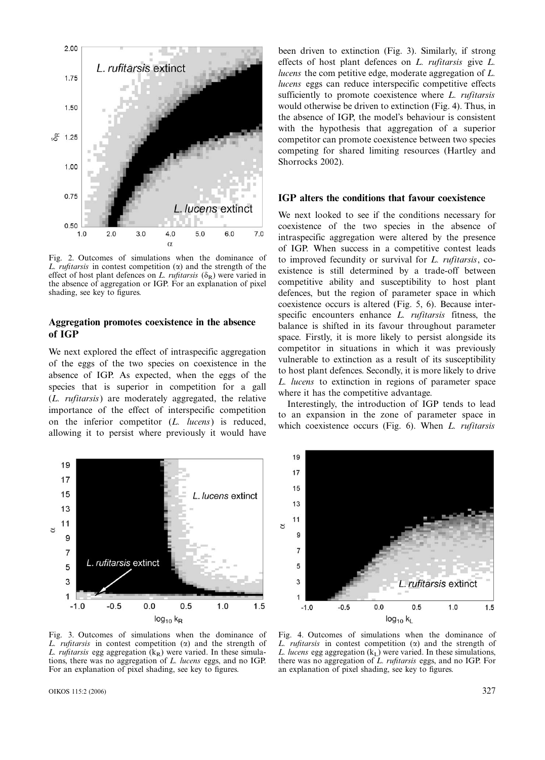Fig. 2. Outcomes of simulations when the dominance of *L. rufitarsis* in contest competition ($\alpha$) and the strength of the effect of host plant defences on *L. rufitarsis* ($\delta_R$) were varied in the absence of aggregation or IGP. For an explanation of pixel shading, see key to figures.

### Aggregation promotes coexistence in the absence of IGP

We next explored the effect of intraspecific aggregation of the eggs of the two species on coexistence in the absence of IGP. As expected, when the eggs of the species that is superior in competition for a gall (*L. rufitarsis*) are moderately aggregated, the relative importance of the effect of interspecific competition on the inferior competitor (*L. lucens*) is reduced, allowing it to persist where previously it would have been driven to extinction (Fig. 3). Similarly, if strong effects of host plant defences on *L. rufitarsis* give *L. lucens* the com petitive edge, moderate aggregation of *L. lucens* eggs can reduce interspecific competitive effects sufficiently to promote coexistence where *L. rufitarsis* would otherwise be driven to extinction (Fig. 4). Thus, in the absence of IGP, the model's behaviour is consistent with the hypothesis that aggregation of a superior competitor can promote coexistence between two species competing for shared limiting resources (Hartley and Shorrocks 2002).

### IGP alters the conditions that favour coexistence

We next looked to see if the conditions necessary for coexistence of the two species in the absence of intraspecific aggregation were altered by the presence of IGP. When success in a competitive contest leads to improved fecundity or survival for *L. rufitarsis*, coexistence is still determined by a trade-off between competitive ability and susceptibility to host plant defences, but the region of parameter space in which coexistence occurs is altered (Fig. 5, 6). Because interspecific encounters enhance *L. rufitarsis* fitness, the balance is shifted in its favour throughout parameter space. Firstly, it is more likely to persist alongside its competitor in situations in which it was previously vulnerable to extinction as a result of its susceptibility to host plant defences. Secondly, it is more likely to drive *L. lucens* to extinction in regions of parameter space where it has the competitive advantage.

Interestingly, the introduction of IGP tends to lead to an expansion in the zone of parameter space in which coexistence occurs (Fig. 6). When *L. rufitarsis*

Fig. 3. Outcomes of simulations when the dominance of *L. rufitarsis* in contest competition ($\alpha$) and the strength of *L. rufitarsis* egg aggregation ($k_R$) were varied. In these simulations, there was no aggregation of *L. lucens* eggs, and no IGP. For an explanation of pixel shading, see key to figures.

Fig. 4. Outcomes of simulations when the dominance of *L. rufitarsis* in contest competition ($\alpha$) and the strength of *L. lucens* egg aggregation ($k_L$) were varied. In these simulations, there was no aggregation of *L. rufitarsis* eggs, and no IGP. For an explanation of pixel shading, see key to figures.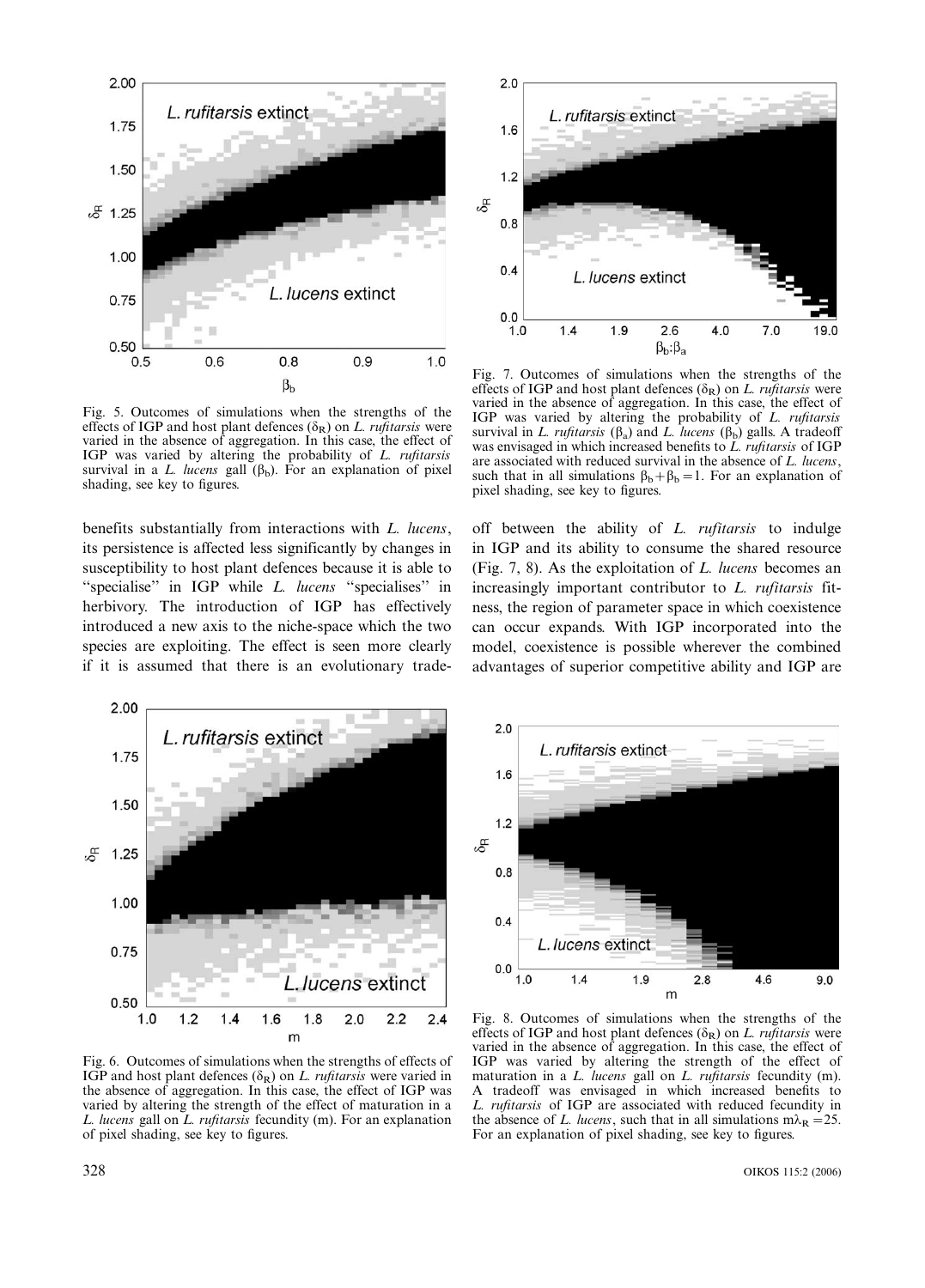Fig. 5. Outcomes of simulations when the strengths of the effects of IGP and host plant defences ($\delta_R$) on *L. rufitarsis* were varied in the absence of aggregation. In this case, the effect of IGP was varied by altering the probability of *L. rufitarsis* survival in a *L. lucens* gall ($\beta_b$). For an explanation of pixel shading, see key to figures.

Fig. 7. Outcomes of simulations when the strengths of the effects of IGP and host plant defences ($\delta_R$) on *L. rufitarsis* were varied in the absence of aggregation. In this case, the effect of IGP was varied by altering the probability of *L. rufitarsis* survival in *L. rufitarsis* ($\beta_a$) and *L. lucens* ($\beta_b$) galls. A tradeoff was envisaged in which increased benefits to *L. rufitarsis* of IGP are associated with reduced survival in the absence of *L. lucens*, such that in all simulations $\beta_b + \beta_b = 1$. For an explanation of pixel shading, see key to figures.

benefits substantially from interactions with *L. lucens*, its persistence is affected less significantly by changes in susceptibility to host plant defences because it is able to "specialise" in IGP while *L. lucens* "specialises" in herbivory. The introduction of IGP has effectively introduced a new axis to the niche-space which the two species are exploiting. The effect is seen more clearly if it is assumed that there is an evolutionary tradeoff between the ability of *L. rufitarsis* to indulge in IGP and its ability to consume the shared resource (Fig. 7, 8). As the exploitation of *L. lucens* becomes an increasingly important contributor to *L. rufitarsis* fitness, the region of parameter space in which coexistence can occur expands. With IGP incorporated into the model, coexistence is possible wherever the combined advantages of superior competitive ability and IGP are

Fig. 6. Outcomes of simulations when the strengths of effects of IGP and host plant defences ($\delta_R$) on *L. rufitarsis* were varied in the absence of aggregation. In this case, the effect of IGP was varied by altering the strength of the effect of maturation in a *L. lucens* gall on *L. rufitarsis* fecundity (m). For an explanation of pixel shading, see key to figures.

Fig. 8. Outcomes of simulations when the strengths of the effects of IGP and host plant defences ($\delta_R$) on *L. rufitarsis* were varied in the absence of aggregation. In this case, the effect of IGP was varied by altering the strength of the effect of maturation in a *L. lucens* gall on *L. rufitarsis* fecundity (m). A tradeoff was envisaged in which increased benefits to *L. rufitarsis* of IGP are associated with reduced fecundity in the absence of *L. lucens*, such that in all simulations $m\lambda_R = 25$. For an explanation of pixel shading, see key to figures.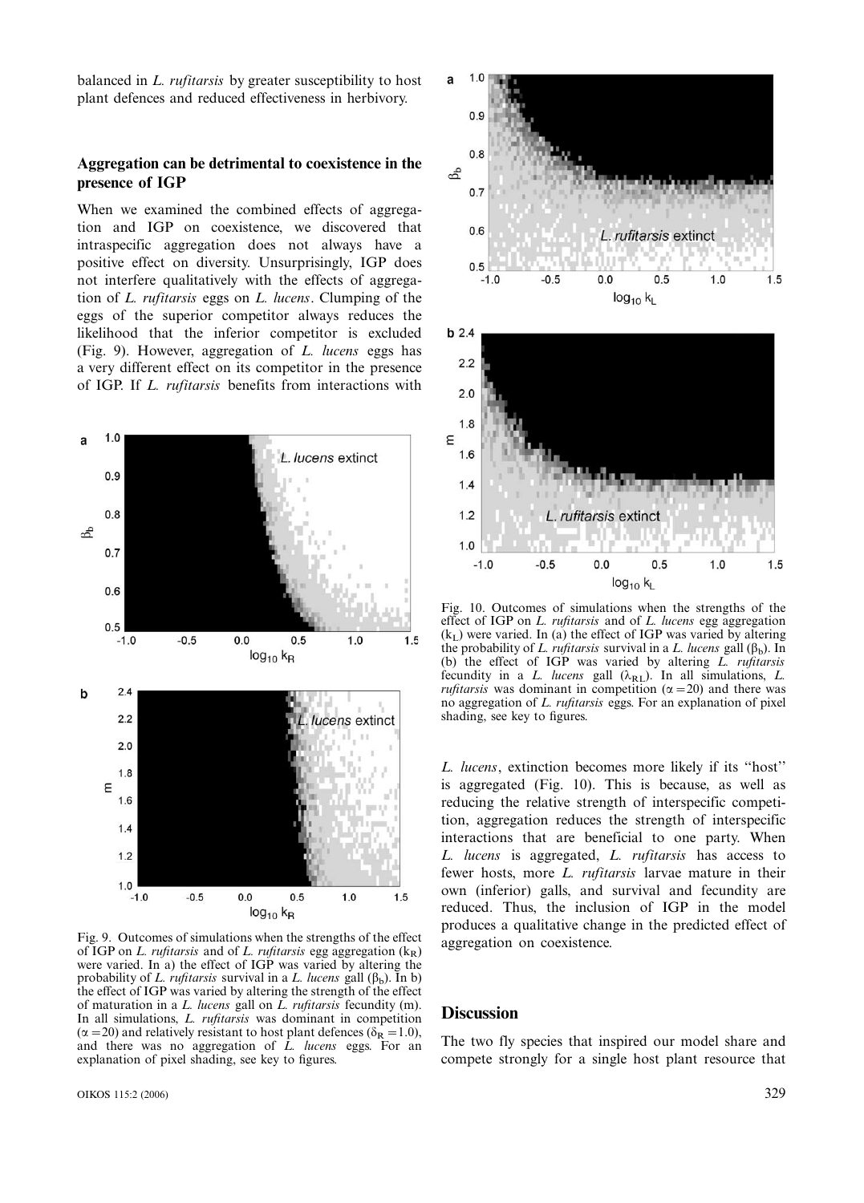balanced in *L. rufitarsis* by greater susceptibility to host plant defences and reduced effectiveness in herbivory.

### Aggregation can be detrimental to coexistence in the presence of IGP

When we examined the combined effects of aggregation and IGP on coexistence, we discovered that intraspecific aggregation does not always have a positive effect on diversity. Unsurprisingly, IGP does not interfere qualitatively with the effects of aggregation of *L. rufitarsis* eggs on *L. lucens*. Clumping of the eggs of the superior competitor always reduces the likelihood that the inferior competitor is excluded (Fig. 9). However, aggregation of *L. lucens* eggs has a very different effect on its competitor in the presence of IGP. If *L. rufitarsis* benefits from interactions with *L. lucens*, extinction becomes more likely if its "host" is aggregated (Fig. 10). This is because, as well as reducing the relative strength of interspecific competition, aggregation reduces the strength of interspecific interactions that are beneficial to one party. When *L. lucens* is aggregated, *L. rufitarsis* has access to fewer hosts, more *L. rufitarsis* larvae mature in their own (inferior) galls, and survival and fecundity are reduced. Thus, the inclusion of IGP in the model produces a qualitative change in the predicted effect of aggregation on coexistence.

Fig. 9. Outcomes of simulations when the strengths of the effect of IGP on *L. rufitarsis* and of *L. rufitarsis* egg aggregation ($k_R$) were varied. In a) the effect of IGP was varied by altering the probability of *L. rufitarsis* survival in a *L. lucens* gall ($\beta_b$). In b) the effect of IGP was varied by altering the strength of the effect of maturation in a *L. lucens* gall on *L. rufitarsis* fecundity (m). In all simulations, *L. rufitarsis* was dominant in competition ($\alpha = 20$) and relatively resistant to host plant defences ($\delta_R = 1.0$), and there was no aggregation of *L. lucens* eggs. For an explanation of pixel shading, see key to figures.

Fig. 10. Outcomes of simulations when the strengths of the effect of IGP on *L. rufitarsis* and of *L. lucens* egg aggregation ($k_L$) were varied. In (a) the effect of IGP was varied by altering the probability of *L. rufitarsis* survival in a *L. lucens* gall ($\beta_b$). In (b) the effect of IGP was varied by altering *L. rufitarsis* fecundity in a *L. lucens* gall ($\lambda_{RL}$). In all simulations, *L. rufitarsis* was dominant in competition ($\alpha = 20$) and there was no aggregation of *L. rufitarsis* eggs. For an explanation of pixel shading, see key to figures.

## Discussion

The two fly species that inspired our model share and compete strongly for a single host plant resource that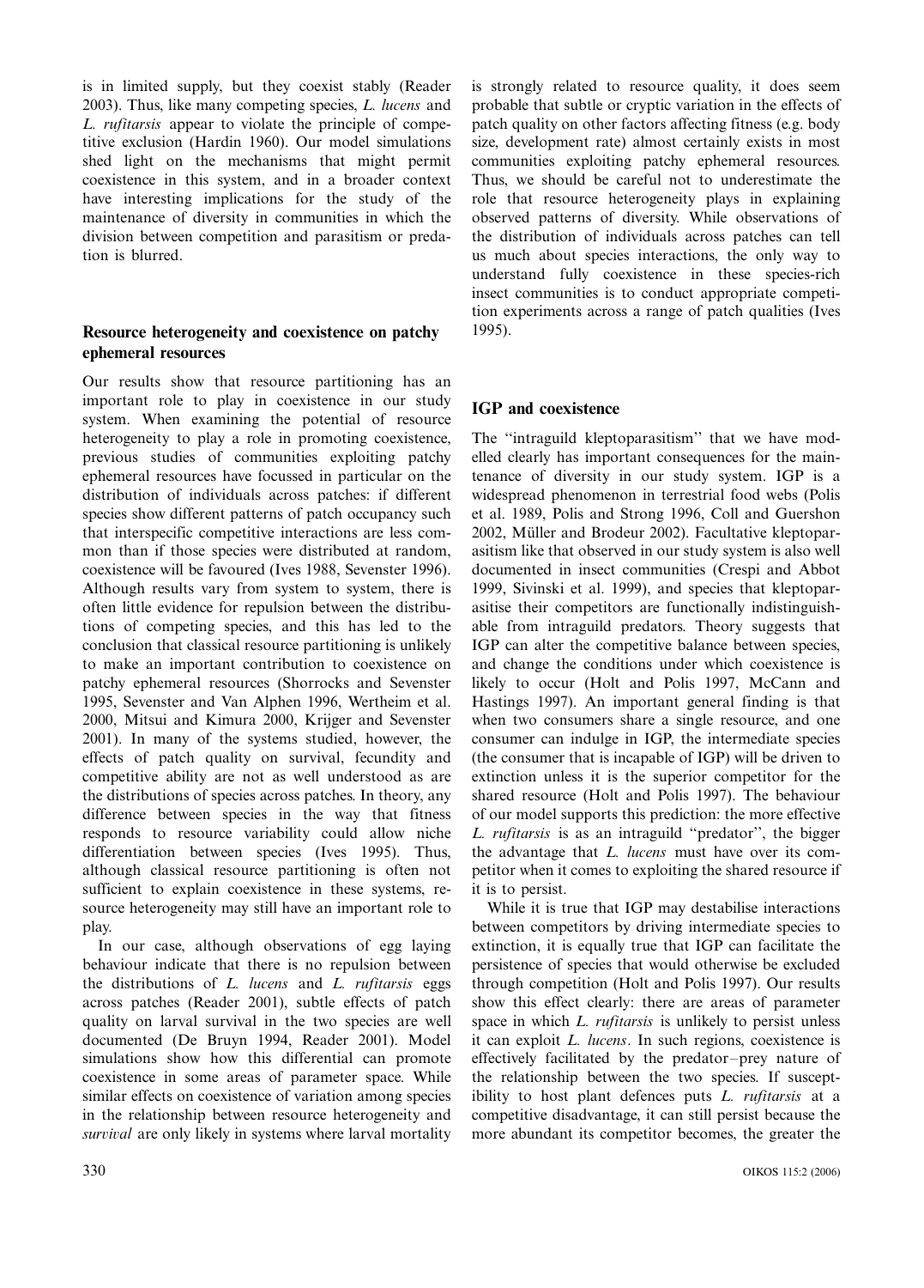is in limited supply, but they coexist stably (Reader 2003). Thus, like many competing species, *L. lucens* and *L. rufitarsis* appear to violate the principle of competitive exclusion (Hardin 1960). Our model simulations shed light on the mechanisms that might permit coexistence in this system, and in a broader context have interesting implications for the study of the maintenance of diversity in communities in which the division between competition and parasitism or predation is blurred.

## Resource heterogeneity and coexistence on patchy ephemeral resources

Our results show that resource partitioning has an important role to play in coexistence in our study system. When examining the potential of resource heterogeneity to play a role in promoting coexistence, previous studies of communities exploiting patchy ephemeral resources have focussed in particular on the distribution of individuals across patches: if different species show different patterns of patch occupancy such that interspecific competitive interactions are less common than if those species were distributed at random, coexistence will be favoured (Ives 1988, Sevenster 1996). Although results vary from system to system, there is often little evidence for repulsion between the distributions of competing species, and this has led to the conclusion that classical resource partitioning is unlikely to make an important contribution to coexistence on patchy ephemeral resources (Shorrocks and Sevenster 1995, Sevenster and Van Alphen 1996, Wertheim et al. 2000, Mitsui and Kimura 2000, Krijger and Sevenster 2001). In many of the systems studied, however, the effects of patch quality on survival, fecundity and competitive ability are not as well understood as are the distributions of species across patches. In theory, any difference between species in the way that fitness responds to resource variability could allow niche differentiation between species (Ives 1995). Thus, although classical resource partitioning is often not sufficient to explain coexistence in these systems, resource heterogeneity may still have an important role to play.

In our case, although observations of egg laying behaviour indicate that there is no repulsion between the distributions of *L. lucens* and *L. rufitarsis* eggs across patches (Reader 2001), subtle effects of patch quality on larval survival in the two species are well documented (De Bruyn 1994, Reader 2001). Model simulations show how this differential can promote coexistence in some areas of parameter space. While similar effects on coexistence of variation among species in the relationship between resource heterogeneity and *survival* are only likely in systems where larval mortality is strongly related to resource quality, it does seem probable that subtle or cryptic variation in the effects of patch quality on other factors affecting fitness (e.g. body size, development rate) almost certainly exists in most communities exploiting patchy ephemeral resources. Thus, we should be careful not to underestimate the role that resource heterogeneity plays in explaining observed patterns of diversity. While observations of the distribution of individuals across patches can tell us much about species interactions, the only way to understand fully coexistence in these species-rich insect communities is to conduct appropriate competition experiments across a range of patch qualities (Ives 1995).

## IGP and coexistence

The "intraguild kleptoparasitism" that we have modelled clearly has important consequences for the maintenance of diversity in our study system. IGP is a widespread phenomenon in terrestrial food webs (Polis et al. 1989, Polis and Strong 1996, Coll and Guershon 2002, Müller and Brodeur 2002). Facultative kleptoparasitism like that observed in our study system is also well documented in insect communities (Crespi and Abbot 1999, Sivinski et al. 1999), and species that kleptoparasitise their competitors are functionally indistinguishable from intraguild predators. Theory suggests that IGP can alter the competitive balance between species, and change the conditions under which coexistence is likely to occur (Holt and Polis 1997, McCann and Hastings 1997). An important general finding is that when two consumers share a single resource, and one consumer can indulge in IGP, the intermediate species (the consumer that is incapable of IGP) will be driven to extinction unless it is the superior competitor for the shared resource (Holt and Polis 1997). The behaviour of our model supports this prediction: the more effective *L. rufitarsis* is as an intraguild "predator", the bigger the advantage that *L. lucens* must have over its competitor when it comes to exploiting the shared resource if it is to persist.

While it is true that IGP may destabilise interactions between competitors by driving intermediate species to extinction, it is equally true that IGP can facilitate the persistence of species that would otherwise be excluded through competition (Holt and Polis 1997). Our results show this effect clearly: there are areas of parameter space in which *L. rufitarsis* is unlikely to persist unless it can exploit *L. lucens*. In such regions, coexistence is effectively facilitated by the predator–prey nature of the relationship between the two species. If susceptibility to host plant defences puts *L. rufitarsis* at a competitive disadvantage, it can still persist because the more abundant its competitor becomes, the greater the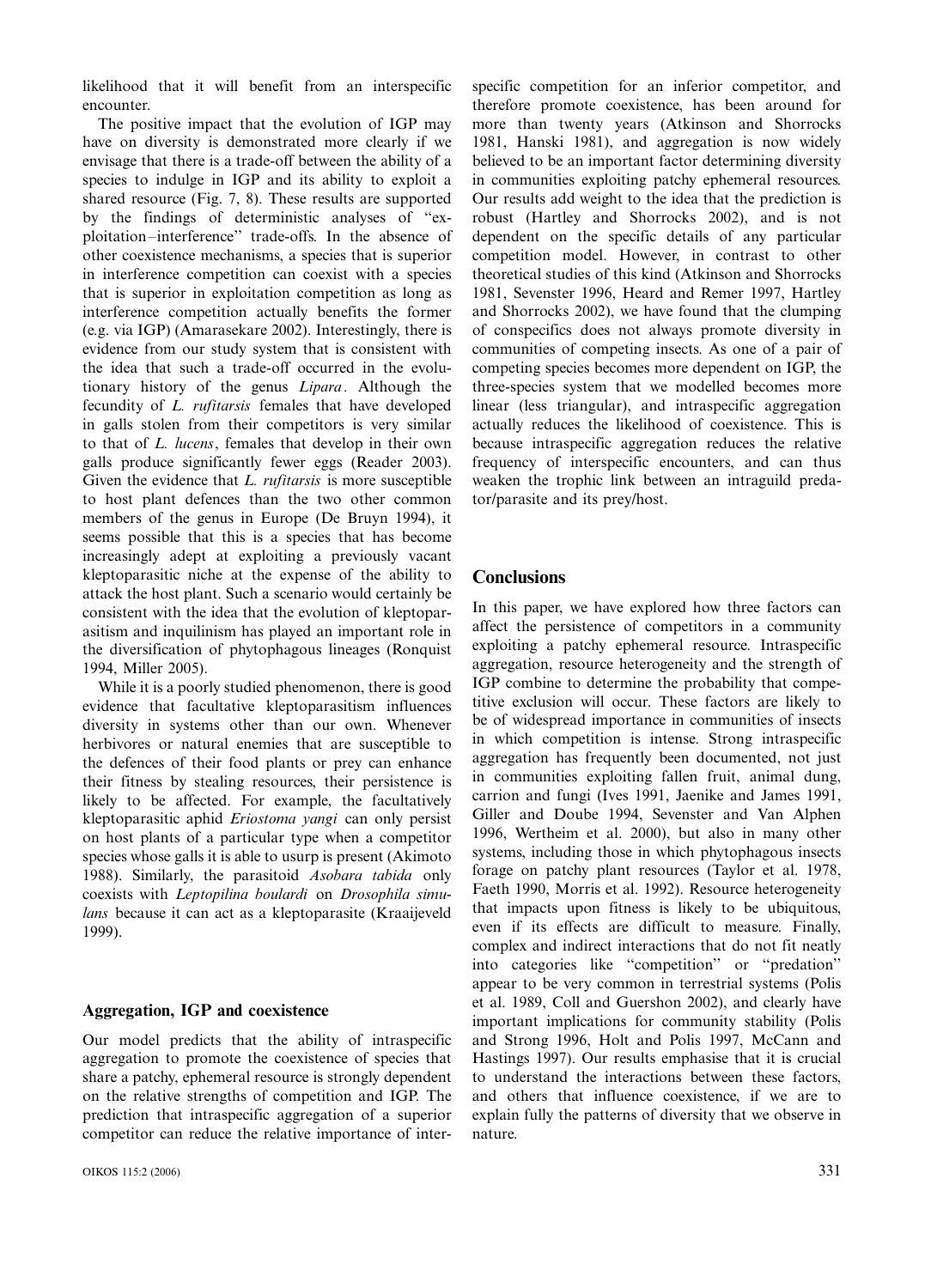likelihood that it will benefit from an interspecific encounter.

The positive impact that the evolution of IGP may have on diversity is demonstrated more clearly if we envisage that there is a trade-off between the ability of a species to indulge in IGP and its ability to exploit a shared resource (Fig. 7, 8). These results are supported by the findings of deterministic analyses of "exploitation–interference" trade-offs. In the absence of other coexistence mechanisms, a species that is superior in interference competition can coexist with a species that is superior in exploitation competition as long as interference competition actually benefits the former (e.g. via IGP) (Amarasekare 2002). Interestingly, there is evidence from our study system that is consistent with the idea that such a trade-off occurred in the evolutionary history of the genus *Lipara*. Although the fecundity of *L. rufitarsis* females that have developed in galls stolen from their competitors is very similar to that of *L. lucens*, females that develop in their own galls produce significantly fewer eggs (Reader 2003). Given the evidence that *L. rufitarsis* is more susceptible to host plant defences than the two other common members of the genus in Europe (De Bruyn 1994), it seems possible that this is a species that has become increasingly adept at exploiting a previously vacant kleptoparasitic niche at the expense of the ability to attack the host plant. Such a scenario would certainly be consistent with the idea that the evolution of kleptoparasitism and inquilinism has played an important role in the diversification of phytophagous lineages (Ronquist 1994, Miller 2005).

While it is a poorly studied phenomenon, there is good evidence that facultative kleptoparasitism influences diversity in systems other than our own. Whenever herbivores or natural enemies that are susceptible to the defences of their food plants or prey can enhance their fitness by stealing resources, their persistence is likely to be affected. For example, the facultatively kleptoparasitic aphid *Eriostoma yangi* can only persist on host plants of a particular type when a competitor species whose galls it is able to usurp is present (Akimoto 1988). Similarly, the parasitoid *Asobara tabida* only coexists with *Leptopilina boulardi* on *Drosophila simulans* because it can act as a kleptoparasite (Kraaijeveld 1999).

## Aggregation, IGP and coexistence

Our model predicts that the ability of intraspecific aggregation to promote the coexistence of species that share a patchy, ephemeral resource is strongly dependent on the relative strengths of competition and IGP. The prediction that intraspecific aggregation of a superior competitor can reduce the relative importance of interspecific competition for an inferior competitor, and therefore promote coexistence, has been around for more than twenty years (Atkinson and Shorrocks 1981, Hanski 1981), and aggregation is now widely believed to be an important factor determining diversity in communities exploiting patchy ephemeral resources. Our results add weight to the idea that the prediction is robust (Hartley and Shorrocks 2002), and is not dependent on the specific details of any particular competition model. However, in contrast to other theoretical studies of this kind (Atkinson and Shorrocks 1981, Sevenster 1996, Heard and Remer 1997, Hartley and Shorrocks 2002), we have found that the clumping of conspecifics does not always promote diversity in communities of competing insects. As one of a pair of competing species becomes more dependent on IGP, the three-species system that we modelled becomes more linear (less triangular), and intraspecific aggregation actually reduces the likelihood of coexistence. This is because intraspecific aggregation reduces the relative frequency of interspecific encounters, and can thus weaken the trophic link between an intraguild predator/parasite and its prey/host.

## Conclusions

In this paper, we have explored how three factors can affect the persistence of competitors in a community exploiting a patchy ephemeral resource. Intraspecific aggregation, resource heterogeneity and the strength of IGP combine to determine the probability that competitive exclusion will occur. These factors are likely to be of widespread importance in communities of insects in which competition is intense. Strong intraspecific aggregation has frequently been documented, not just in communities exploiting fallen fruit, animal dung, carrion and fungi (Ives 1991, Jaenike and James 1991, Giller and Doube 1994, Sevenster and Van Alphen 1996, Wertheim et al. 2000), but also in many other systems, including those in which phytophagous insects forage on patchy plant resources (Taylor et al. 1978, Faeth 1990, Morris et al. 1992). Resource heterogeneity that impacts upon fitness is likely to be ubiquitous, even if its effects are difficult to measure. Finally, complex and indirect interactions that do not fit neatly into categories like "competition" or "predation" appear to be very common in terrestrial systems (Polis et al. 1989, Coll and Guershon 2002), and clearly have important implications for community stability (Polis and Strong 1996, Holt and Polis 1997, McCann and Hastings 1997). Our results emphasise that it is crucial to understand the interactions between these factors, and others that influence coexistence, if we are to explain fully the patterns of diversity that we observe in nature.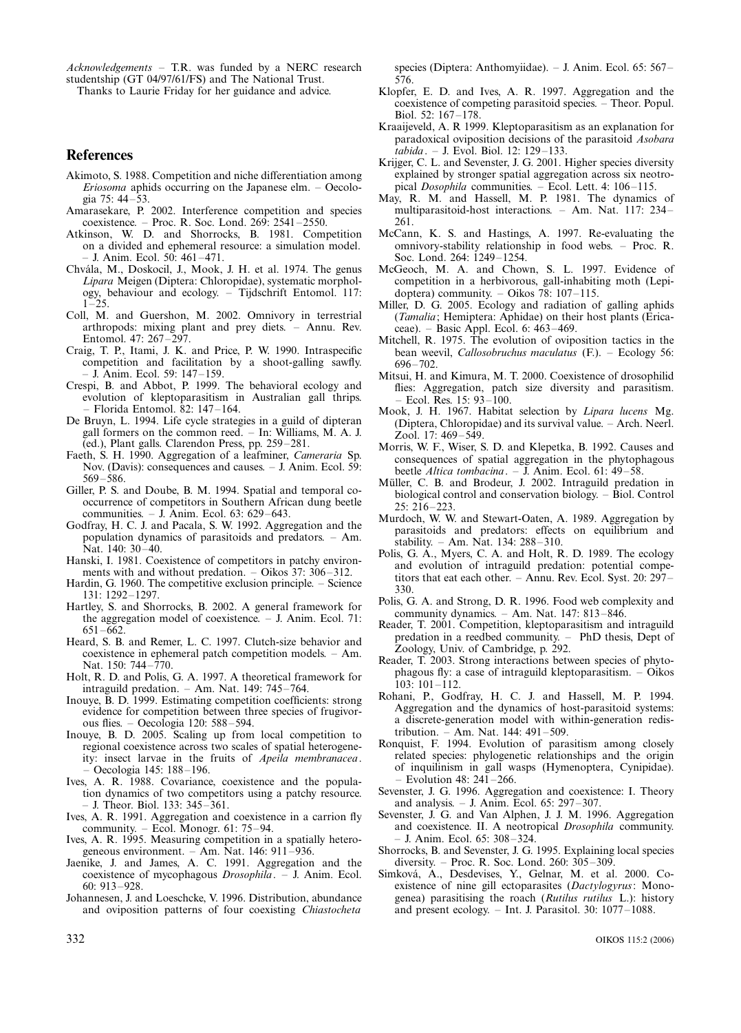*Acknowledgements* – T.R. was funded by a NERC research studentship (GT 04/97/61/FS) and The National Trust.

Thanks to Laurie Friday for her guidance and advice.

## References

Akimoto, S. 1988. Competition and niche differentiation among *Eriosoma* aphids occurring on the Japanese elm. – Oecologia 75: 44–53.

Amarasekare, P. 2002. Interference competition and species coexistence. – Proc. R. Soc. Lond. 269: 2541–2550.

Atkinson, W. D. and Shorrocks, B. 1981. Competition on a divided and ephemeral resource: a simulation model. – J. Anim. Ecol. 50: 461–471.

Chvála, M., Doskocil, J., Mook, J. H. et al. 1974. The genus *Lipara* Meigen (Diptera: Chloropidae), systematic morphology, behaviour and ecology. – Tijdschrift Entomol. 117: 1–25.

Coll, M. and Guershon, M. 2002. Omnivory in terrestrial arthropods: mixing plant and prey diets. – Annu. Rev. Entomol. 47: 267–297.

Craig, T. P., Itami, J. K. and Price, P. W. 1990. Intraspecific competition and facilitation by a shoot-galling sawfly. – J. Anim. Ecol. 59: 147–159.

Crespi, B. and Abbot, P. 1999. The behavioral ecology and evolution of kleptoparasitism in Australian gall thrips. – Florida Entomol. 82: 147–164.

De Bruyn, L. 1994. Life cycle strategies in a guild of dipteran gall formers on the common reed. – In: Williams, M. A. J. (ed.), Plant galls. Clarendon Press, pp. 259–281.

Faeth, S. H. 1990. Aggregation of a leafminer, *Cameraria* Sp. Nov. (Davis): consequences and causes. – J. Anim. Ecol. 59: 569–586.

Giller, P. S. and Doube, B. M. 1994. Spatial and temporal co-occurrence of competitors in Southern African dung beetle communities. – J. Anim. Ecol. 63: 629–643.

Godfray, H. C. J. and Pacala, S. W. 1992. Aggregation and the population dynamics of parasitoids and predators. – Am. Nat. 140: 30–40.

Hanski, I. 1981. Coexistence of competitors in patchy environments with and without predation. – Oikos 37: 306–312.

Hardin, G. 1960. The competitive exclusion principle. – Science 131: 1292–1297.

Hartley, S. and Shorrocks, B. 2002. A general framework for the aggregation model of coexistence. – J. Anim. Ecol. 71: 651–662.

Heard, S. B. and Remer, L. C. 1997. Clutch-size behavior and coexistence in ephemeral patch competition models. – Am. Nat. 150: 744–770.

Holt, R. D. and Polis, G. A. 1997. A theoretical framework for intraguild predation. – Am. Nat. 149: 745–764.

Inouye, B. D. 1999. Estimating competition coefficients: strong evidence for competition between three species of frugivorous flies. – Oecologia 120: 588–594.

Inouye, B. D. 2005. Scaling up from local competition to regional coexistence across two scales of spatial heterogeneity: insect larvae in the fruits of *Apeila membranacea*. – Oecologia 145: 188–196.

Ives, A. R. 1988. Covariance, coexistence and the population dynamics of two competitors using a patchy resource. – J. Theor. Biol. 133: 345–361.

Ives, A. R. 1991. Aggregation and coexistence in a carrion fly community. – Ecol. Monogr. 61: 75–94.

Ives, A. R. 1995. Measuring competition in a spatially heterogeneous environment. – Am. Nat. 146: 911–936.

Jaenike, J. and James, A. C. 1991. Aggregation and the coexistence of mycophagous *Drosophila*. – J. Anim. Ecol. 60: 913–928.

Johannesen, J. and Loeschcke, V. 1996. Distribution, abundance and oviposition patterns of four coexisting *Chiastocheta* species (Diptera: Anthomyiidae). – J. Anim. Ecol. 65: 567–576.

Klopfer, E. D. and Ives, A. R. 1997. Aggregation and the coexistence of competing parasitoid species. – Theor. Popul. Biol. 52: 167–178.

Kraaijeveld, A. R 1999. Kleptoparasitism as an explanation for paradoxical oviposition decisions of the parasitoid *Asobara tabida*. – J. Evol. Biol. 12: 129–133.

Krijger, C. L. and Sevenster, J. G. 2001. Higher species diversity explained by stronger spatial aggregation across six neotropical *Dosophila* communities. – Ecol. Lett. 4: 106–115.

May, R. M. and Hassell, M. P. 1981. The dynamics of multiparasitoid-host interactions. – Am. Nat. 117: 234–261.

McCann, K. S. and Hastings, A. 1997. Re-evaluating the omnivory-stability relationship in food webs. – Proc. R. Soc. Lond. 264: 1249–1254.

McGeoch, M. A. and Chown, S. L. 1997. Evidence of competition in a herbivorous, gall-inhabiting moth (Lepidoptera) community. – Oikos 78: 107–115.

Miller, D. G. 2005. Ecology and radiation of galling aphids (*Tamalia*; Hemiptera: Aphidae) on their host plants (Ericaceae). – Basic Appl. Ecol. 6: 463–469.

Mitchell, R. 1975. The evolution of oviposition tactics in the bean weevil, *Callosobruchus maculatus* (F.). – Ecology 56: 696–702.

Mitsui, H. and Kimura, M. T. 2000. Coexistence of drosophilid flies: Aggregation, patch size diversity and parasitism. – Ecol. Res. 15: 93–100.

Mook, J. H. 1967. Habitat selection by *Lipara lucens* Mg. (Diptera, Chloropidae) and its survival value. – Arch. Neerl. Zool. 17: 469–549.

Morris, W. F., Wiser, S. D. and Klepetka, B. 1992. Causes and consequences of spatial aggregation in the phytophagous beetle *Altica tombacina*. – J. Anim. Ecol. 61: 49–58.

Müller, C. B. and Brodeur, J. 2002. Intraguild predation in biological control and conservation biology. – Biol. Control 25: 216–223.

Murdoch, W. W. and Stewart-Oaten, A. 1989. Aggregation by parasitoids and predators: effects on equilibrium and stability. – Am. Nat. 134: 288–310.

Polis, G. A., Myers, C. A. and Holt, R. D. 1989. The ecology and evolution of intraguild predation: potential competitors that eat each other. – Annu. Rev. Ecol. Syst. 20: 297–330.

Polis, G. A. and Strong, D. R. 1996. Food web complexity and community dynamics. – Am. Nat. 147: 813–846.

Reader, T. 2001. Competition, kleptoparasitism and intraguild predation in a reedbed community. – PhD thesis, Dept of Zoology, Univ. of Cambridge, p. 292.

Reader, T. 2003. Strong interactions between species of phytophagous fly: a case of intraguild kleptoparasitism. – Oikos 103: 101–112.

Rohani, P., Godfray, H. C. J. and Hassell, M. P. 1994. Aggregation and the dynamics of host-parasitoid systems: a discrete-generation model with within-generation redistribution. – Am. Nat. 144: 491–509.

Ronquist, F. 1994. Evolution of parasitism among closely related species: phylogenetic relationships and the origin of inquilinism in gall wasps (Hymenoptera, Cynipidae). – Evolution 48: 241–266.

Sevenster, J. G. 1996. Aggregation and coexistence: I. Theory and analysis. – J. Anim. Ecol. 65: 297–307.

Sevenster, J. G. and Van Alphen, J. J. M. 1996. Aggregation and coexistence. II. A neotropical *Drosophila* community. – J. Anim. Ecol. 65: 308–324.

Shorrocks, B. and Sevenster, J. G. 1995. Explaining local species diversity. – Proc. R. Soc. Lond. 260: 305–309.

Simková, A., Desdevises, Y., Gelnar, M. et al. 2000. Coexistence of nine gill ectoparasites (*Dactylogyrus*: Monogenea) parasitising the roach (*Rutilus rutilus* L.): history and present ecology. – Int. J. Parasitol. 30: 1077–1088.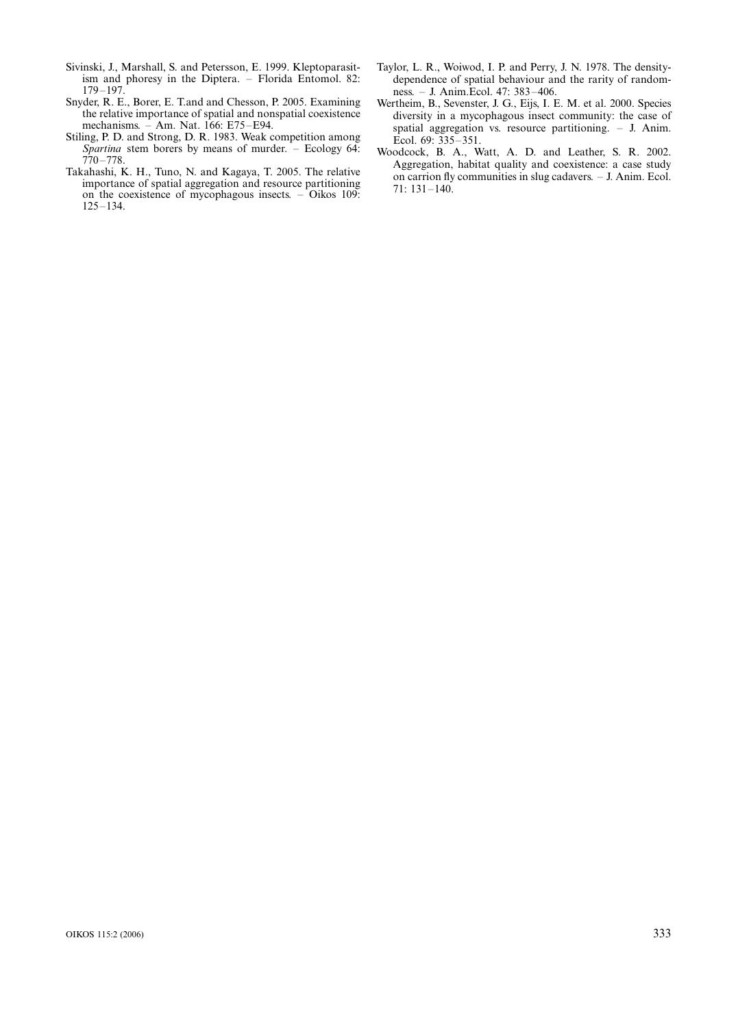Sivinski, J., Marshall, S. and Petersson, E. 1999. Kleptoparasitism and phoresy in the Diptera. – Florida Entomol. 82: 179–197.

Snyder, R. E., Borer, E. T.and and Chesson, P. 2005. Examining the relative importance of spatial and nonspatial coexistence mechanisms. – Am. Nat. 166: E75–E94.

Stiling, P. D. and Strong, D. R. 1983. Weak competition among *Spartina* stem borers by means of murder. – Ecology 64: 770–778.

Takahashi, K. H., Tuno, N. and Kagaya, T. 2005. The relative importance of spatial aggregation and resource partitioning on the coexistence of mycophagous insects. – Oikos 109: 125–134.

Taylor, L. R., Woiwod, I. P. and Perry, J. N. 1978. The density-dependence of spatial behaviour and the rarity of randomness. – J. Anim.Ecol. 47: 383–406.

Wertheim, B., Sevenster, J. G., Eijs, I. E. M. et al. 2000. Species diversity in a mycophagous insect community: the case of spatial aggregation vs. resource partitioning. – J. Anim. Ecol. 69: 335–351.

Woodcock, B. A., Watt, A. D. and Leather, S. R. 2002. Aggregation, habitat quality and coexistence: a case study on carrion fly communities in slug cadavers. – J. Anim. Ecol. 71: 131–140.